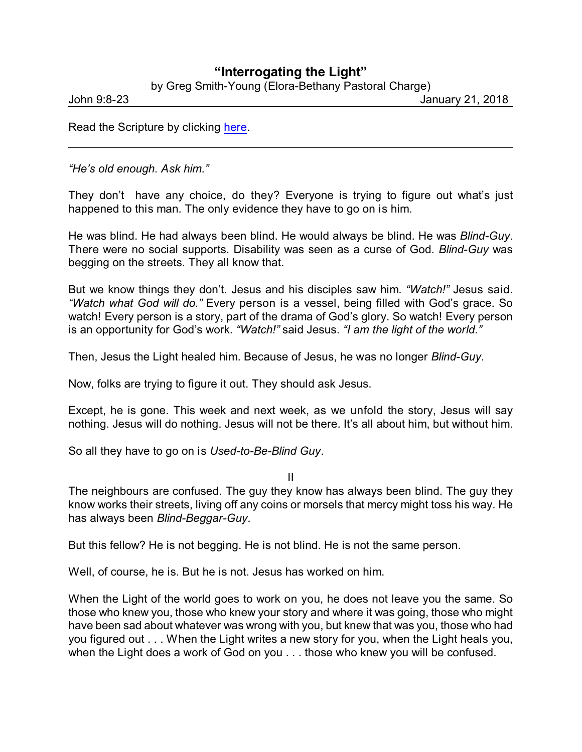# "Interrogating the Light"

by Greg Smith-Young (Elora-Bethany Pastoral Charge)

John 9:8-23 January 21, 2018

Read the Scripture by clicking here.

---

*"He's old enough. Ask him."*

They don't have any choice, do they? Everyone is trying to figure out what's just happened to this man. The only evidence they have to go on is him.

He was blind. He had always been blind. He would always be blind. He was *Blind-Guy*. There were no social supports. Disability was seen as a curse of God. *Blind-Guy* was begging on the streets. They all know that.

But we know things they don't. Jesus and his disciples saw him. *"Watch!"* Jesus said. *"Watch what God will do."* Every person is a vessel, being filled with God's grace. So watch! Every person is a story, part of the drama of God's glory. So watch! Every person is an opportunity for God's work. *"Watch!"* said Jesus. *"I am the light of the world."*

Then, Jesus the Light healed him. Because of Jesus, he was no longer *Blind-Guy*.

Now, folks are trying to figure it out. They should ask Jesus.

Except, he is gone. This week and next week, as we unfold the story, Jesus will say nothing. Jesus will do nothing. Jesus will not be there. It's all about him, but without him.

So all they have to go on is *Used-to-Be-Blind Guy*.

II

The neighbours are confused. The guy they know has always been blind. The guy they know works their streets, living off any coins or morsels that mercy might toss his way. He has always been *Blind-Beggar-Guy*.

But this fellow? He is not begging. He is not blind. He is not the same person.

Well, of course, he is. But he is not. Jesus has worked on him.

When the Light of the world goes to work on you, he does not leave you the same. So those who knew you, those who knew your story and where it was going, those who might have been sad about whatever was wrong with you, but knew that was you, those who had you figured out . . . When the Light writes a new story for you, when the Light heals you, when the Light does a work of God on you . . . those who knew you will be confused.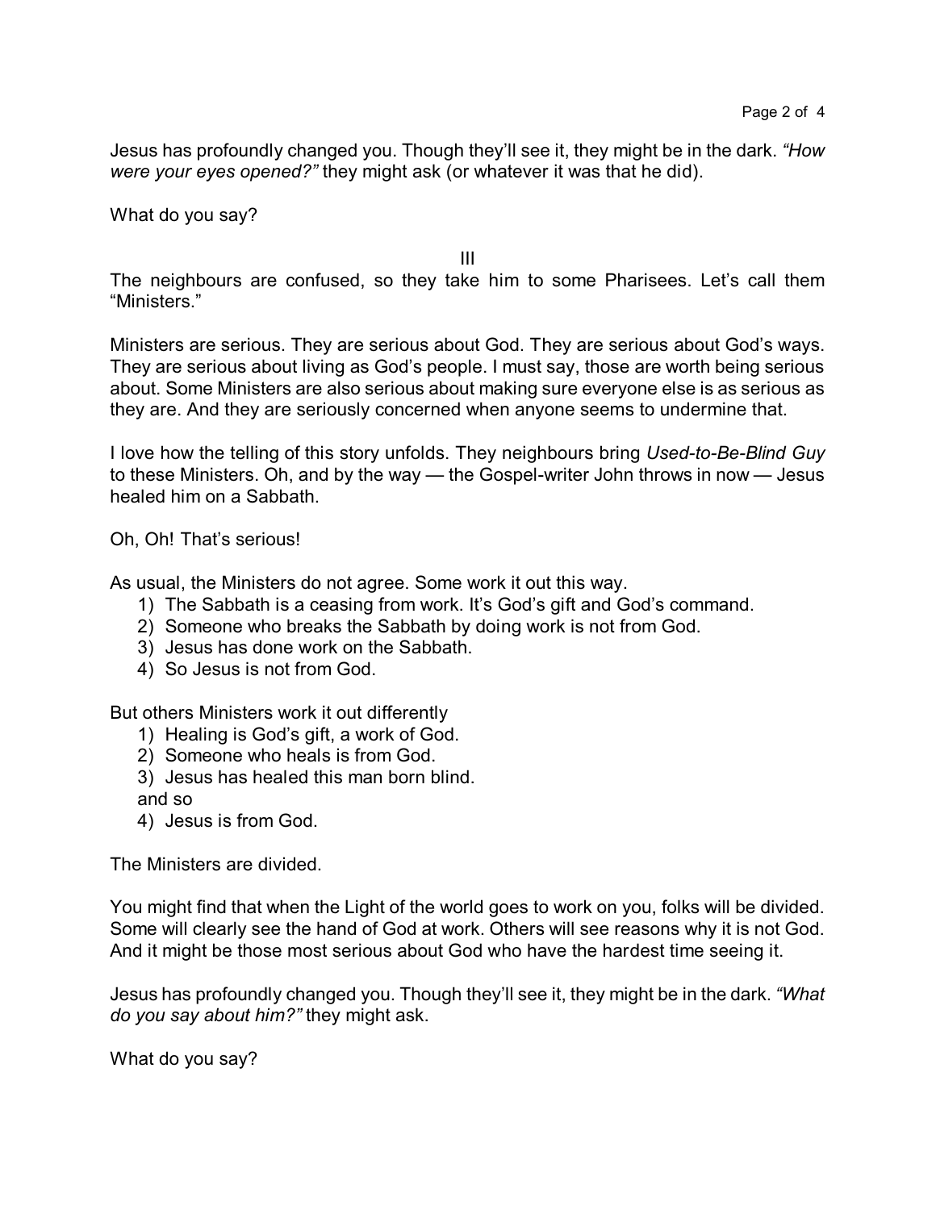Jesus has profoundly changed you. Though they'll see it, they might be in the dark. *"How were your eyes opened?"* they might ask (or whatever it was that he did).

What do you say?

III

The neighbours are confused, so they take him to some Pharisees. Let's call them "Ministers."

Ministers are serious. They are serious about God. They are serious about God's ways. They are serious about living as God's people. I must say, those are worth being serious about. Some Ministers are also serious about making sure everyone else is as serious as they are. And they are seriously concerned when anyone seems to undermine that.

I love how the telling of this story unfolds. They neighbours bring *Used-to-Be-Blind Guy* to these Ministers. Oh, and by the way — the Gospel-writer John throws in now — Jesus healed him on a Sabbath.

Oh, Oh! That's serious!

As usual, the Ministers do not agree. Some work it out this way.

1) The Sabbath is a ceasing from work. It's God's gift and God's command.
2) Someone who breaks the Sabbath by doing work is not from God.
3) Jesus has done work on the Sabbath.
4) So Jesus is not from God.

But others Ministers work it out differently

1) Healing is God's gift, a work of God.
2) Someone who heals is from God.
3) Jesus has healed this man born blind.

and so

4) Jesus is from God.

The Ministers are divided.

You might find that when the Light of the world goes to work on you, folks will be divided. Some will clearly see the hand of God at work. Others will see reasons why it is not God. And it might be those most serious about God who have the hardest time seeing it.

Jesus has profoundly changed you. Though they'll see it, they might be in the dark. *"What do you say about him?"* they might ask.

What do you say?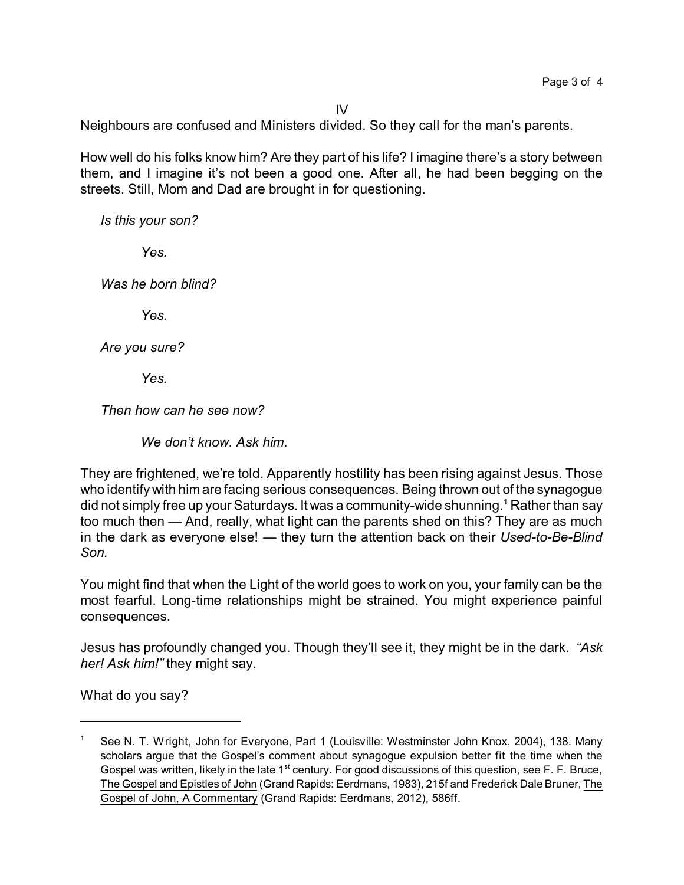IV

Neighbours are confused and Ministers divided. So they call for the man's parents.

How well do his folks know him? Are they part of his life? I imagine there's a story between them, and I imagine it's not been a good one. After all, he had been begging on the streets. Still, Mom and Dad are brought in for questioning.

*Is this your son?*

> *Yes.*

*Was he born blind?*

> *Yes.*

*Are you sure?*

> *Yes.*

*Then how can he see now?*

> *We don't know. Ask him.*

They are frightened, we're told. Apparently hostility has been rising against Jesus. Those who identify with him are facing serious consequences. Being thrown out of the synagogue did not simply free up your Saturdays. It was a community-wide shunning.[1] Rather than say too much then — And, really, what light can the parents shed on this? They are as much in the dark as everyone else! — they turn the attention back on their *Used-to-Be-Blind Son.*

You might find that when the Light of the world goes to work on you, your family can be the most fearful. Long-time relationships might be strained. You might experience painful consequences.

Jesus has profoundly changed you. Though they'll see it, they might be in the dark. *"Ask her! Ask him!"* they might say.

What do you say?

---

[1] See N. T. Wright, John for Everyone, Part 1 (Louisville: Westminster John Knox, 2004), 138. Many scholars argue that the Gospel's comment about synagogue expulsion better fit the time when the Gospel was written, likely in the late 1st century. For good discussions of this question, see F. F. Bruce, The Gospel and Epistles of John (Grand Rapids: Eerdmans, 1983), 215f and Frederick Dale Bruner, The Gospel of John, A Commentary (Grand Rapids: Eerdmans, 2012), 586ff.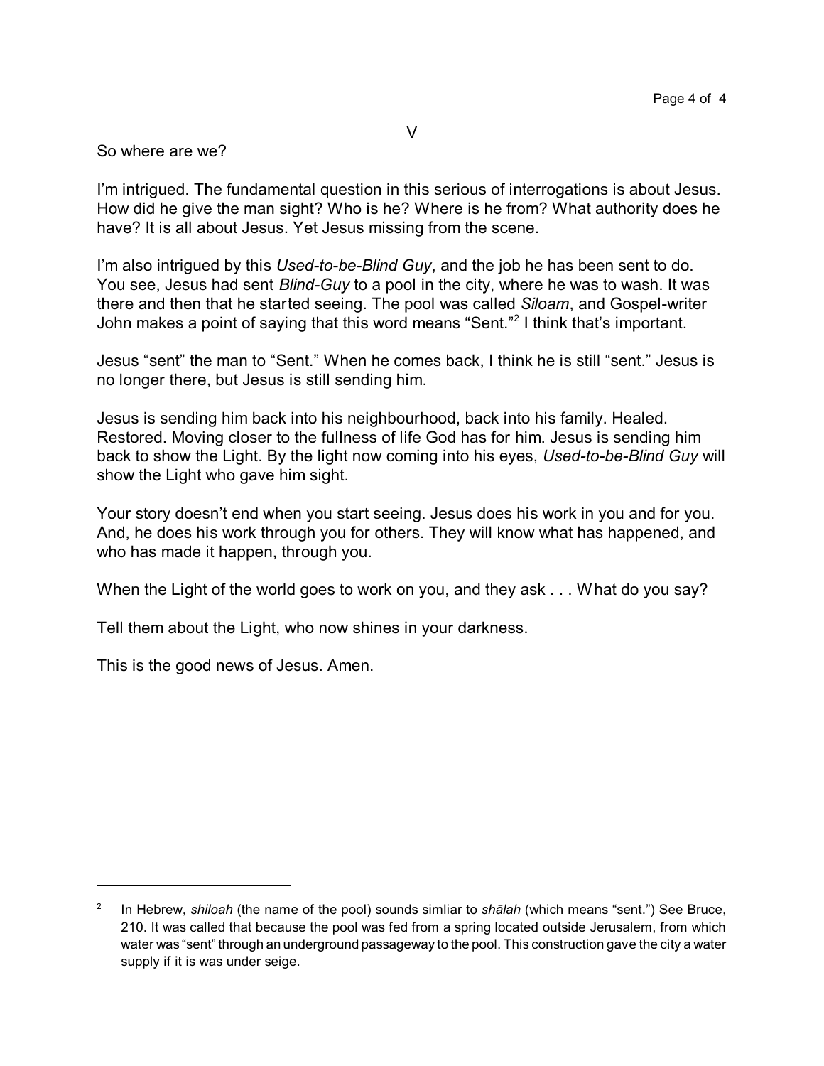V

So where are we?

I'm intrigued. The fundamental question in this serious of interrogations is about Jesus. How did he give the man sight? Who is he? Where is he from? What authority does he have? It is all about Jesus. Yet Jesus missing from the scene.

I'm also intrigued by this *Used-to-be-Blind Guy*, and the job he has been sent to do. You see, Jesus had sent *Blind-Guy* to a pool in the city, where he was to wash. It was there and then that he started seeing. The pool was called *Siloam*, and Gospel-writer John makes a point of saying that this word means "Sent."[2] I think that's important.

Jesus "sent" the man to "Sent." When he comes back, I think he is still "sent." Jesus is no longer there, but Jesus is still sending him.

Jesus is sending him back into his neighbourhood, back into his family. Healed. Restored. Moving closer to the fullness of life God has for him. Jesus is sending him back to show the Light. By the light now coming into his eyes, *Used-to-be-Blind Guy* will show the Light who gave him sight.

Your story doesn't end when you start seeing. Jesus does his work in you and for you. And, he does his work through you for others. They will know what has happened, and who has made it happen, through you.

When the Light of the world goes to work on you, and they ask . . . What do you say?

Tell them about the Light, who now shines in your darkness.

This is the good news of Jesus. Amen.

---

[2] In Hebrew, *shiloah* (the name of the pool) sounds simliar to *shālah* (which means "sent.") See Bruce, 210. It was called that because the pool was fed from a spring located outside Jerusalem, from which water was "sent" through an underground passageway to the pool. This construction gave the city a water supply if it is was under seige.